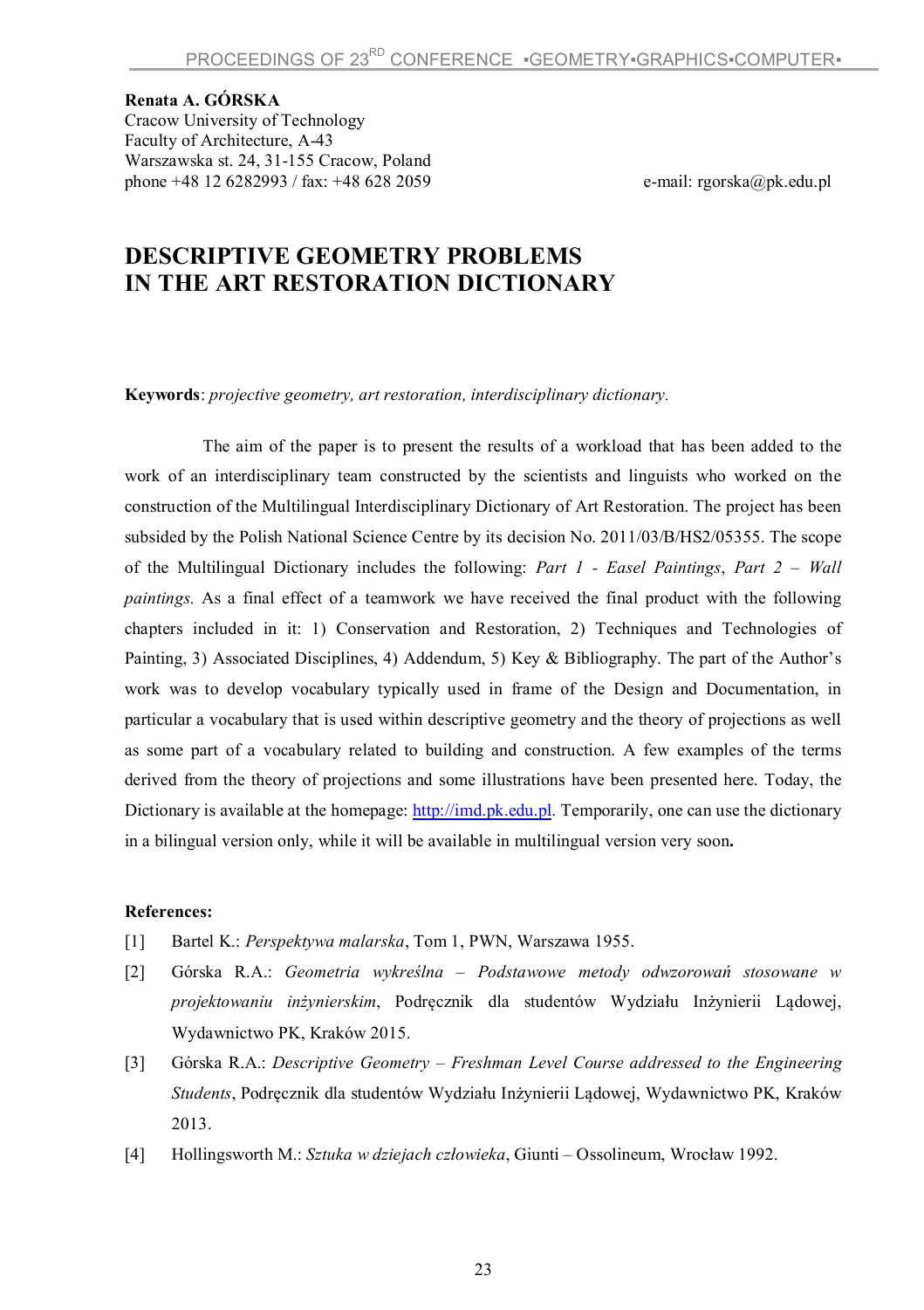**Renata A. GÓRSKA**
Cracow University of Technology
Faculty of Architecture, A-43
Warszawska st. 24, 31-155 Cracow, Poland
phone +48 12 6282993 / fax: +48 628 2059 e-mail: rgorska@pk.edu.pl

# DESCRIPTIVE GEOMETRY PROBLEMS IN THE ART RESTORATION DICTIONARY

**Keywords**: *projective geometry, art restoration, interdisciplinary dictionary.*

The aim of the paper is to present the results of a workload that has been added to the work of an interdisciplinary team constructed by the scientists and linguists who worked on the construction of the Multilingual Interdisciplinary Dictionary of Art Restoration. The project has been subsided by the Polish National Science Centre by its decision No. 2011/03/B/HS2/05355. The scope of the Multilingual Dictionary includes the following: *Part 1 - Easel Paintings*, *Part 2 – Wall paintings.* As a final effect of a teamwork we have received the final product with the following chapters included in it: 1) Conservation and Restoration, 2) Techniques and Technologies of Painting, 3) Associated Disciplines, 4) Addendum, 5) Key & Bibliography. The part of the Author's work was to develop vocabulary typically used in frame of the Design and Documentation, in particular a vocabulary that is used within descriptive geometry and the theory of projections as well as some part of a vocabulary related to building and construction. A few examples of the terms derived from the theory of projections and some illustrations have been presented here. Today, the Dictionary is available at the homepage: http://imd.pk.edu.pl. Temporarily, one can use the dictionary in a bilingual version only, while it will be available in multilingual version very soon**.**

**References:**

[1] Bartel K.: *Perspektywa malarska*, Tom 1, PWN, Warszawa 1955.

[2] Górska R.A.: *Geometria wykreślna – Podstawowe metody odwzorowań stosowane w projektowaniu inżynierskim*, Podręcznik dla studentów Wydziału Inżynierii Lądowej, Wydawnictwo PK, Kraków 2015.

[3] Górska R.A.: *Descriptive Geometry – Freshman Level Course addressed to the Engineering Students*, Podręcznik dla studentów Wydziału Inżynierii Lądowej, Wydawnictwo PK, Kraków 2013.

[4] Hollingsworth M.: *Sztuka w dziejach człowieka*, Giunti – Ossolineum, Wrocław 1992.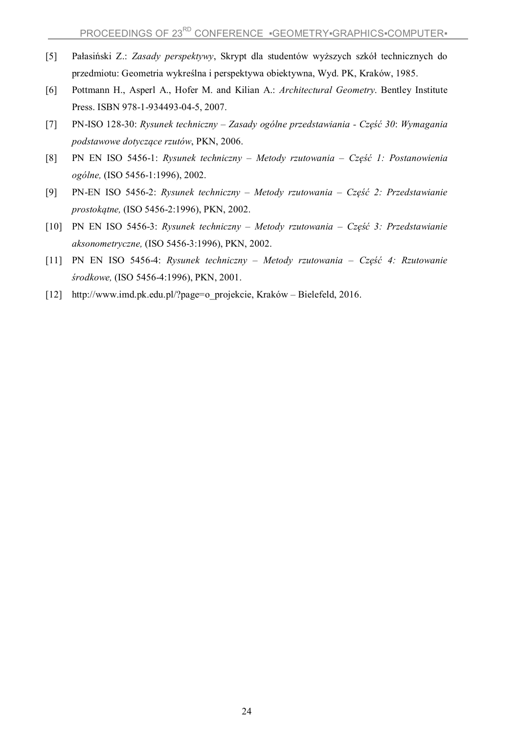[5] Pałasiński Z.: *Zasady perspektywy*, Skrypt dla studentów wyższych szkół technicznych do przedmiotu: Geometria wykreślna i perspektywa obiektywna, Wyd. PK, Kraków, 1985.

[6] Pottmann H., Asperl A., Hofer M. and Kilian A.: *Architectural Geometry*. Bentley Institute Press. ISBN 978-1-934493-04-5, 2007.

[7] PN-ISO 128-30: *Rysunek techniczny – Zasady ogólne przedstawiania - Część 30*: *Wymagania podstawowe dotyczące rzutów*, PKN, 2006.

[8] PN EN ISO 5456-1: *Rysunek techniczny – Metody rzutowania – Część 1: Postanowienia ogólne,* (ISO 5456-1:1996), 2002.

[9] PN-EN ISO 5456-2: *Rysunek techniczny – Metody rzutowania – Część 2: Przedstawianie prostokątne,* (ISO 5456-2:1996), PKN, 2002.

[10] PN EN ISO 5456-3: *Rysunek techniczny – Metody rzutowania – Część 3: Przedstawianie aksonometryczne,* (ISO 5456-3:1996), PKN, 2002.

[11] PN EN ISO 5456-4: *Rysunek techniczny – Metody rzutowania – Część 4: Rzutowanie środkowe,* (ISO 5456-4:1996), PKN, 2001.

[12] http://www.imd.pk.edu.pl/?page=o_projekcie, Kraków – Bielefeld, 2016.